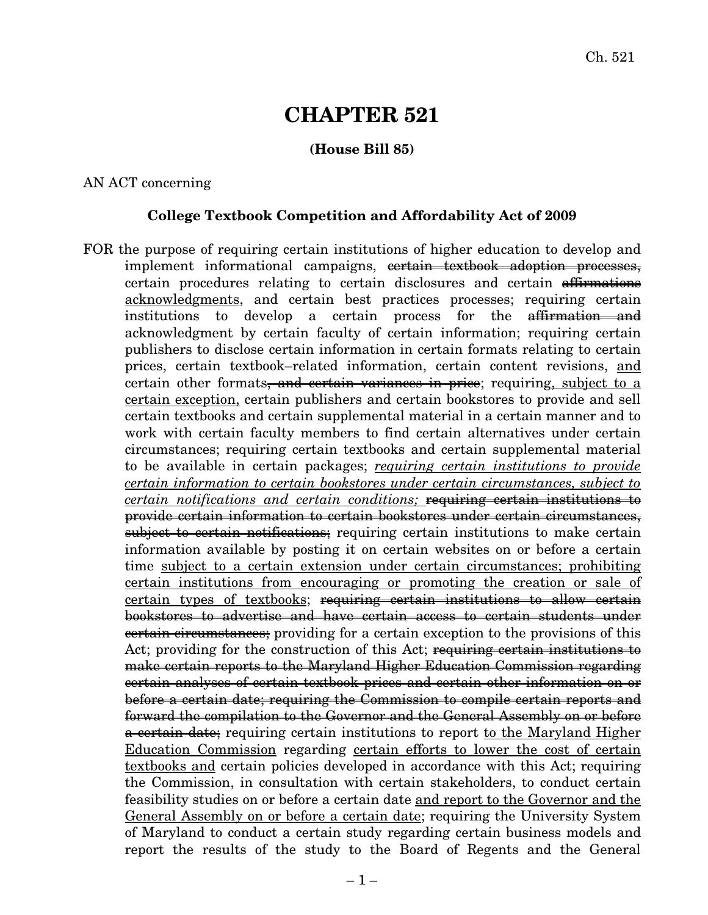# CHAPTER 521

**(House Bill 85)**

AN ACT concerning

**College Textbook Competition and Affordability Act of 2009**

FOR the purpose of requiring certain institutions of higher education to develop and implement informational campaigns, ~~certain textbook adoption processes,~~ certain procedures relating to certain disclosures and certain ~~affirmations~~ <u>acknowledgments</u>, and certain best practices processes; requiring certain institutions to develop a certain process for the ~~affirmation and~~ acknowledgment by certain faculty of certain information; requiring certain publishers to disclose certain information in certain formats relating to certain prices, certain textbook–related information, certain content revisions, <u>and</u> certain other formats~~, and certain variances in price~~; requiring<u>, subject to a certain exception,</u> certain publishers and certain bookstores to provide and sell certain textbooks and certain supplemental material in a certain manner and to work with certain faculty members to find certain alternatives under certain circumstances; requiring certain textbooks and certain supplemental material to be available in certain packages; <u>*requiring certain institutions to provide certain information to certain bookstores under certain circumstances, subject to certain notifications and certain conditions;*</u> ~~requiring certain institutions to provide certain information to certain bookstores under certain circumstances, subject to certain notifications;~~ requiring certain institutions to make certain information available by posting it on certain websites on or before a certain time <u>subject to a certain extension under certain circumstances; prohibiting certain institutions from encouraging or promoting the creation or sale of certain types of textbooks</u>; ~~requiring certain institutions to allow certain bookstores to advertise and have certain access to certain students under certain circumstances;~~ providing for a certain exception to the provisions of this Act; providing for the construction of this Act; ~~requiring certain institutions to make certain reports to the Maryland Higher Education Commission regarding certain analyses of certain textbook prices and certain other information on or before a certain date; requiring the Commission to compile certain reports and forward the compilation to the Governor and the General Assembly on or before a certain date;~~ requiring certain institutions to report <u>to the Maryland Higher Education Commission</u> regarding <u>certain efforts to lower the cost of certain textbooks and</u> certain policies developed in accordance with this Act; requiring the Commission, in consultation with certain stakeholders, to conduct certain feasibility studies on or before a certain date <u>and report to the Governor and the General Assembly on or before a certain date</u>; requiring the University System of Maryland to conduct a certain study regarding certain business models and report the results of the study to the Board of Regents and the General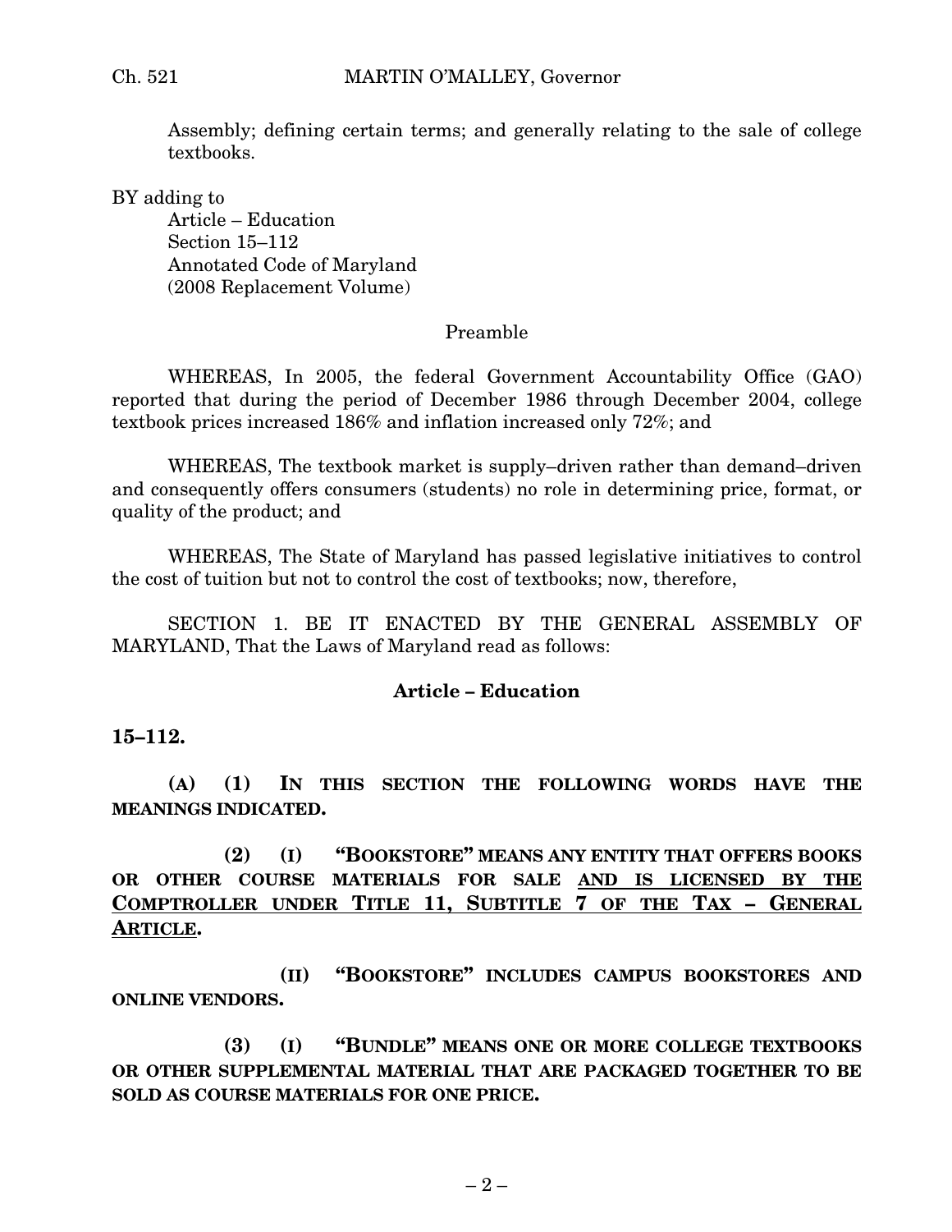Assembly; defining certain terms; and generally relating to the sale of college textbooks.

BY adding to

Article – Education
Section 15–112
Annotated Code of Maryland
(2008 Replacement Volume)

Preamble

WHEREAS, In 2005, the federal Government Accountability Office (GAO) reported that during the period of December 1986 through December 2004, college textbook prices increased 186% and inflation increased only 72%; and

WHEREAS, The textbook market is supply–driven rather than demand–driven and consequently offers consumers (students) no role in determining price, format, or quality of the product; and

WHEREAS, The State of Maryland has passed legislative initiatives to control the cost of tuition but not to control the cost of textbooks; now, therefore,

SECTION 1. BE IT ENACTED BY THE GENERAL ASSEMBLY OF MARYLAND, That the Laws of Maryland read as follows:

**Article – Education**

**15–112.**

**(A) (1) IN THIS SECTION THE FOLLOWING WORDS HAVE THE MEANINGS INDICATED.**

**(2) (I) "BOOKSTORE" MEANS ANY ENTITY THAT OFFERS BOOKS OR OTHER COURSE MATERIALS FOR SALE AND IS LICENSED BY THE COMPTROLLER UNDER TITLE 11, SUBTITLE 7 OF THE TAX – GENERAL ARTICLE.**

**(II) "BOOKSTORE" INCLUDES CAMPUS BOOKSTORES AND ONLINE VENDORS.**

**(3) (I) "BUNDLE" MEANS ONE OR MORE COLLEGE TEXTBOOKS OR OTHER SUPPLEMENTAL MATERIAL THAT ARE PACKAGED TOGETHER TO BE SOLD AS COURSE MATERIALS FOR ONE PRICE.**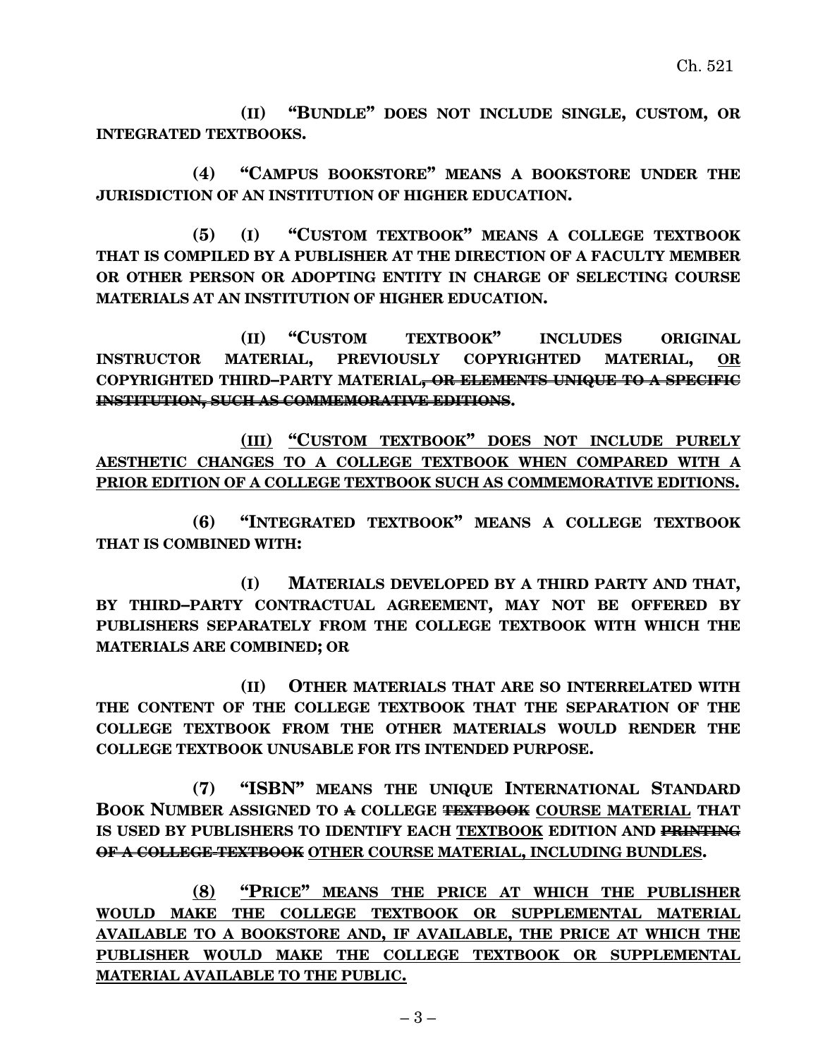**(II) "BUNDLE" DOES NOT INCLUDE SINGLE, CUSTOM, OR INTEGRATED TEXTBOOKS.**

**(4) "CAMPUS BOOKSTORE" MEANS A BOOKSTORE UNDER THE JURISDICTION OF AN INSTITUTION OF HIGHER EDUCATION.**

**(5) (I) "CUSTOM TEXTBOOK" MEANS A COLLEGE TEXTBOOK THAT IS COMPILED BY A PUBLISHER AT THE DIRECTION OF A FACULTY MEMBER OR OTHER PERSON OR ADOPTING ENTITY IN CHARGE OF SELECTING COURSE MATERIALS AT AN INSTITUTION OF HIGHER EDUCATION.**

**(II) "CUSTOM TEXTBOOK" INCLUDES ORIGINAL INSTRUCTOR MATERIAL, PREVIOUSLY COPYRIGHTED MATERIAL, <u>OR</u> COPYRIGHTED THIRD–PARTY MATERIAL~~, OR ELEMENTS UNIQUE TO A SPECIFIC INSTITUTION, SUCH AS COMMEMORATIVE EDITIONS~~.**

**<u>(III) "CUSTOM TEXTBOOK" DOES NOT INCLUDE PURELY AESTHETIC CHANGES TO A COLLEGE TEXTBOOK WHEN COMPARED WITH A PRIOR EDITION OF A COLLEGE TEXTBOOK SUCH AS COMMEMORATIVE EDITIONS.</u>**

**(6) "INTEGRATED TEXTBOOK" MEANS A COLLEGE TEXTBOOK THAT IS COMBINED WITH:**

**(I) MATERIALS DEVELOPED BY A THIRD PARTY AND THAT, BY THIRD–PARTY CONTRACTUAL AGREEMENT, MAY NOT BE OFFERED BY PUBLISHERS SEPARATELY FROM THE COLLEGE TEXTBOOK WITH WHICH THE MATERIALS ARE COMBINED; OR**

**(II) OTHER MATERIALS THAT ARE SO INTERRELATED WITH THE CONTENT OF THE COLLEGE TEXTBOOK THAT THE SEPARATION OF THE COLLEGE TEXTBOOK FROM THE OTHER MATERIALS WOULD RENDER THE COLLEGE TEXTBOOK UNUSABLE FOR ITS INTENDED PURPOSE.**

**(7) "ISBN" MEANS THE UNIQUE INTERNATIONAL STANDARD BOOK NUMBER ASSIGNED TO ~~A~~ COLLEGE ~~TEXTBOOK~~ <u>COURSE MATERIAL</u> THAT IS USED BY PUBLISHERS TO IDENTIFY EACH <u>TEXTBOOK</u> EDITION AND ~~PRINTING OF A COLLEGE TEXTBOOK~~ <u>OTHER COURSE MATERIAL, INCLUDING BUNDLES</u>.**

**<u>(8) "PRICE" MEANS THE PRICE AT WHICH THE PUBLISHER WOULD MAKE THE COLLEGE TEXTBOOK OR SUPPLEMENTAL MATERIAL AVAILABLE TO A BOOKSTORE AND, IF AVAILABLE, THE PRICE AT WHICH THE PUBLISHER WOULD MAKE THE COLLEGE TEXTBOOK OR SUPPLEMENTAL MATERIAL AVAILABLE TO THE PUBLIC.</u>**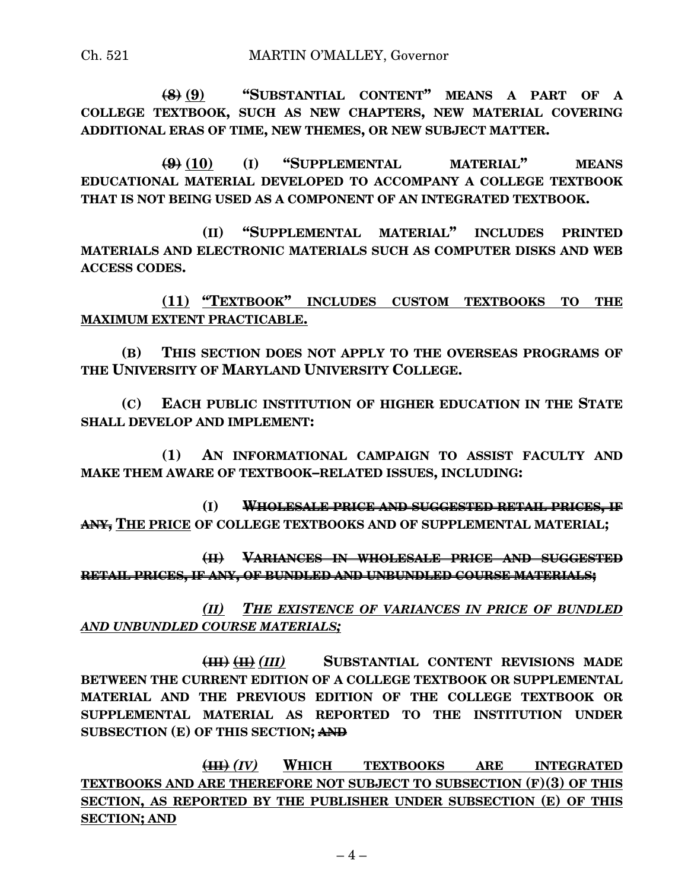~~(8)~~ <u>(9)</u> "SUBSTANTIAL CONTENT" MEANS A PART OF A COLLEGE TEXTBOOK, SUCH AS NEW CHAPTERS, NEW MATERIAL COVERING ADDITIONAL ERAS OF TIME, NEW THEMES, OR NEW SUBJECT MATTER.

~~(9)~~ <u>(10)</u> (I) "SUPPLEMENTAL MATERIAL" MEANS EDUCATIONAL MATERIAL DEVELOPED TO ACCOMPANY A COLLEGE TEXTBOOK THAT IS NOT BEING USED AS A COMPONENT OF AN INTEGRATED TEXTBOOK.

(II) "SUPPLEMENTAL MATERIAL" INCLUDES PRINTED MATERIALS AND ELECTRONIC MATERIALS SUCH AS COMPUTER DISKS AND WEB ACCESS CODES.

<u>(11) "TEXTBOOK" INCLUDES CUSTOM TEXTBOOKS TO THE MAXIMUM EXTENT PRACTICABLE.</u>

(B) THIS SECTION DOES NOT APPLY TO THE OVERSEAS PROGRAMS OF THE UNIVERSITY OF MARYLAND UNIVERSITY COLLEGE.

(C) EACH PUBLIC INSTITUTION OF HIGHER EDUCATION IN THE STATE SHALL DEVELOP AND IMPLEMENT:

(1) AN INFORMATIONAL CAMPAIGN TO ASSIST FACULTY AND MAKE THEM AWARE OF TEXTBOOK–RELATED ISSUES, INCLUDING:

(I) ~~WHOLESALE PRICE AND SUGGESTED RETAIL PRICES, IF ANY,~~ <u>THE PRICE</u> OF COLLEGE TEXTBOOKS AND OF SUPPLEMENTAL MATERIAL;

~~(II) VARIANCES IN WHOLESALE PRICE AND SUGGESTED RETAIL PRICES, IF ANY, OF BUNDLED AND UNBUNDLED COURSE MATERIALS;~~

<u>*(II) THE EXISTENCE OF VARIANCES IN PRICE OF BUNDLED AND UNBUNDLED COURSE MATERIALS;*</u>

~~(III)~~ ~~(II)~~ <u>*(III)*</u> SUBSTANTIAL CONTENT REVISIONS MADE BETWEEN THE CURRENT EDITION OF A COLLEGE TEXTBOOK OR SUPPLEMENTAL MATERIAL AND THE PREVIOUS EDITION OF THE COLLEGE TEXTBOOK OR SUPPLEMENTAL MATERIAL AS REPORTED TO THE INSTITUTION UNDER SUBSECTION (E) OF THIS SECTION; ~~AND~~

<u>~~(III)~~ *(IV)* WHICH TEXTBOOKS ARE INTEGRATED TEXTBOOKS AND ARE THEREFORE NOT SUBJECT TO SUBSECTION (F)(3) OF THIS SECTION, AS REPORTED BY THE PUBLISHER UNDER SUBSECTION (E) OF THIS SECTION; AND</u>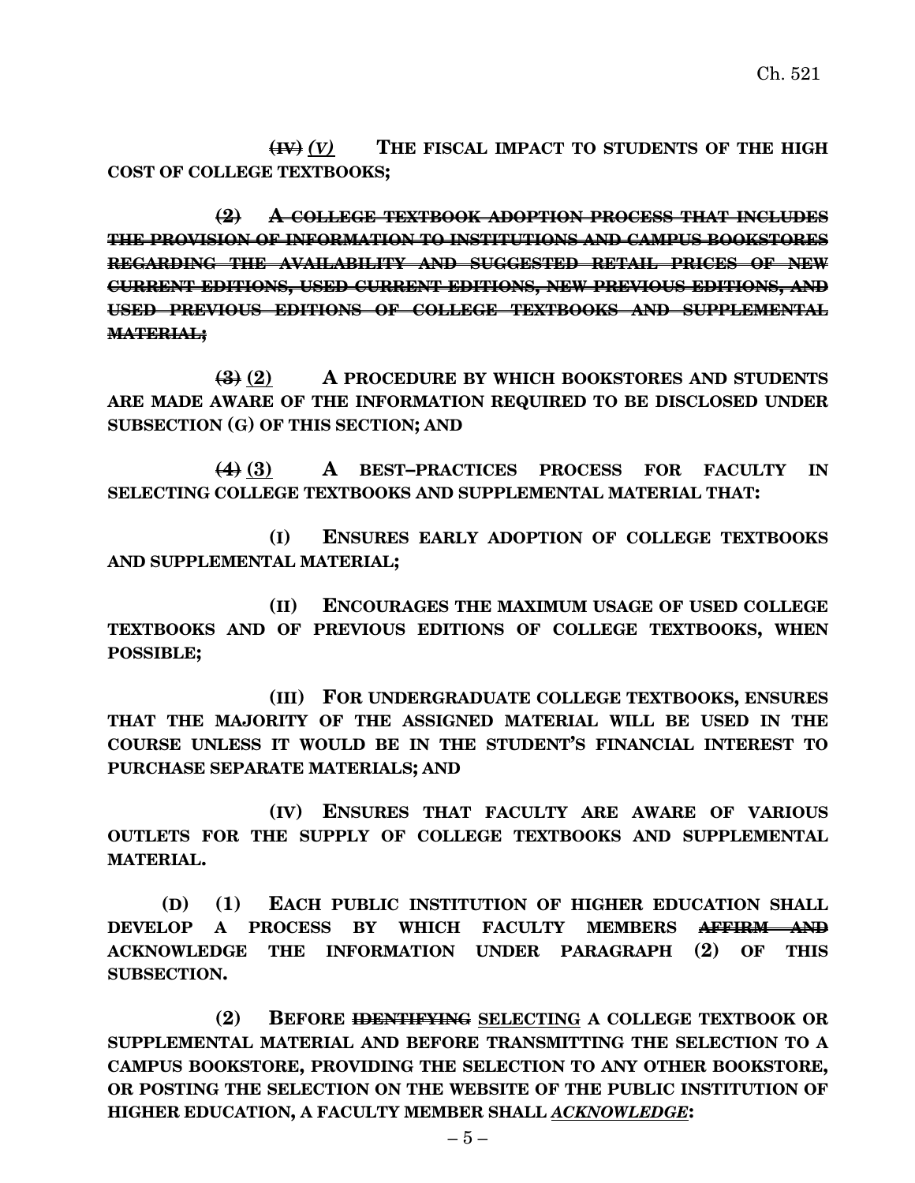~~(IV)~~ *(V)* THE FISCAL IMPACT TO STUDENTS OF THE HIGH COST OF COLLEGE TEXTBOOKS;

~~(2) A COLLEGE TEXTBOOK ADOPTION PROCESS THAT INCLUDES THE PROVISION OF INFORMATION TO INSTITUTIONS AND CAMPUS BOOKSTORES REGARDING THE AVAILABILITY AND SUGGESTED RETAIL PRICES OF NEW CURRENT EDITIONS, USED CURRENT EDITIONS, NEW PREVIOUS EDITIONS, AND USED PREVIOUS EDITIONS OF COLLEGE TEXTBOOKS AND SUPPLEMENTAL MATERIAL;~~

~~(3)~~ (2) A PROCEDURE BY WHICH BOOKSTORES AND STUDENTS ARE MADE AWARE OF THE INFORMATION REQUIRED TO BE DISCLOSED UNDER SUBSECTION (G) OF THIS SECTION; AND

~~(4)~~ (3) A BEST–PRACTICES PROCESS FOR FACULTY IN SELECTING COLLEGE TEXTBOOKS AND SUPPLEMENTAL MATERIAL THAT:

(I) ENSURES EARLY ADOPTION OF COLLEGE TEXTBOOKS AND SUPPLEMENTAL MATERIAL;

(II) ENCOURAGES THE MAXIMUM USAGE OF USED COLLEGE TEXTBOOKS AND OF PREVIOUS EDITIONS OF COLLEGE TEXTBOOKS, WHEN POSSIBLE;

(III) FOR UNDERGRADUATE COLLEGE TEXTBOOKS, ENSURES THAT THE MAJORITY OF THE ASSIGNED MATERIAL WILL BE USED IN THE COURSE UNLESS IT WOULD BE IN THE STUDENT'S FINANCIAL INTEREST TO PURCHASE SEPARATE MATERIALS; AND

(IV) ENSURES THAT FACULTY ARE AWARE OF VARIOUS OUTLETS FOR THE SUPPLY OF COLLEGE TEXTBOOKS AND SUPPLEMENTAL MATERIAL.

(D) (1) EACH PUBLIC INSTITUTION OF HIGHER EDUCATION SHALL DEVELOP A PROCESS BY WHICH FACULTY MEMBERS ~~AFFIRM AND~~ ACKNOWLEDGE THE INFORMATION UNDER PARAGRAPH (2) OF THIS SUBSECTION.

(2) BEFORE ~~IDENTIFYING~~ SELECTING A COLLEGE TEXTBOOK OR SUPPLEMENTAL MATERIAL AND BEFORE TRANSMITTING THE SELECTION TO A CAMPUS BOOKSTORE, PROVIDING THE SELECTION TO ANY OTHER BOOKSTORE, OR POSTING THE SELECTION ON THE WEBSITE OF THE PUBLIC INSTITUTION OF HIGHER EDUCATION, A FACULTY MEMBER SHALL *ACKNOWLEDGE*: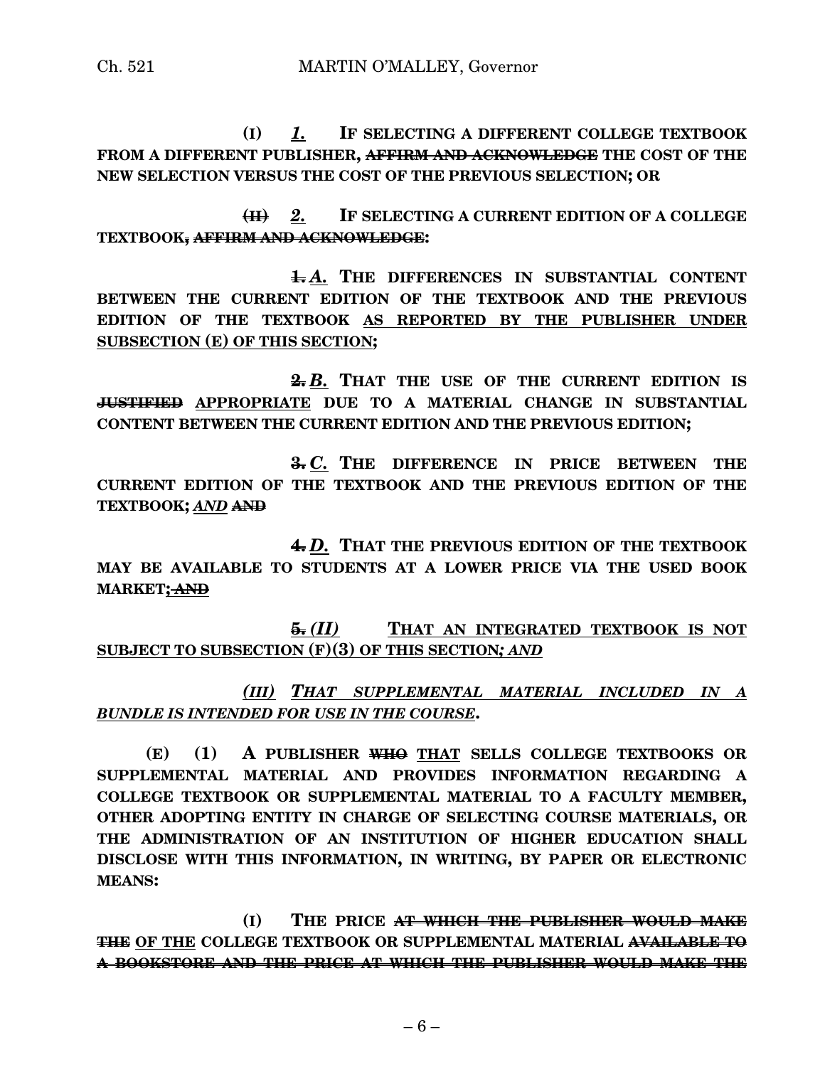(I) *1.* **IF SELECTING A DIFFERENT COLLEGE TEXTBOOK FROM A DIFFERENT PUBLISHER, ~~AFFIRM AND ACKNOWLEDGE~~ THE COST OF THE NEW SELECTION VERSUS THE COST OF THE PREVIOUS SELECTION; OR**

~~(II)~~ *2.* **IF SELECTING A CURRENT EDITION OF A COLLEGE TEXTBOOK~~, AFFIRM AND ACKNOWLEDGE~~:**

~~1.~~ *A.* **THE DIFFERENCES IN SUBSTANTIAL CONTENT BETWEEN THE CURRENT EDITION OF THE TEXTBOOK AND THE PREVIOUS EDITION OF THE TEXTBOOK AS REPORTED BY THE PUBLISHER UNDER SUBSECTION (E) OF THIS SECTION;**

~~2.~~ *B.* **THAT THE USE OF THE CURRENT EDITION IS ~~JUSTIFIED~~ APPROPRIATE DUE TO A MATERIAL CHANGE IN SUBSTANTIAL CONTENT BETWEEN THE CURRENT EDITION AND THE PREVIOUS EDITION;**

~~3.~~ *C.* **THE DIFFERENCE IN PRICE BETWEEN THE CURRENT EDITION OF THE TEXTBOOK AND THE PREVIOUS EDITION OF THE TEXTBOOK;** *AND* ~~AND~~

~~4.~~ *D.* **THAT THE PREVIOUS EDITION OF THE TEXTBOOK MAY BE AVAILABLE TO STUDENTS AT A LOWER PRICE VIA THE USED BOOK MARKET;~~ AND~~**

~~5.~~ *(II)* **THAT AN INTEGRATED TEXTBOOK IS NOT SUBJECT TO SUBSECTION (F)(3) OF THIS SECTION***; AND*

*(III) THAT SUPPLEMENTAL MATERIAL INCLUDED IN A BUNDLE IS INTENDED FOR USE IN THE COURSE***.**

**(E) (1) A PUBLISHER ~~WHO~~ THAT SELLS COLLEGE TEXTBOOKS OR SUPPLEMENTAL MATERIAL AND PROVIDES INFORMATION REGARDING A COLLEGE TEXTBOOK OR SUPPLEMENTAL MATERIAL TO A FACULTY MEMBER, OTHER ADOPTING ENTITY IN CHARGE OF SELECTING COURSE MATERIALS, OR THE ADMINISTRATION OF AN INSTITUTION OF HIGHER EDUCATION SHALL DISCLOSE WITH THIS INFORMATION, IN WRITING, BY PAPER OR ELECTRONIC MEANS:**

**(I) THE PRICE ~~AT WHICH THE PUBLISHER WOULD MAKE THE~~ OF THE COLLEGE TEXTBOOK OR SUPPLEMENTAL MATERIAL ~~AVAILABLE TO A BOOKSTORE AND THE PRICE AT WHICH THE PUBLISHER WOULD MAKE THE~~**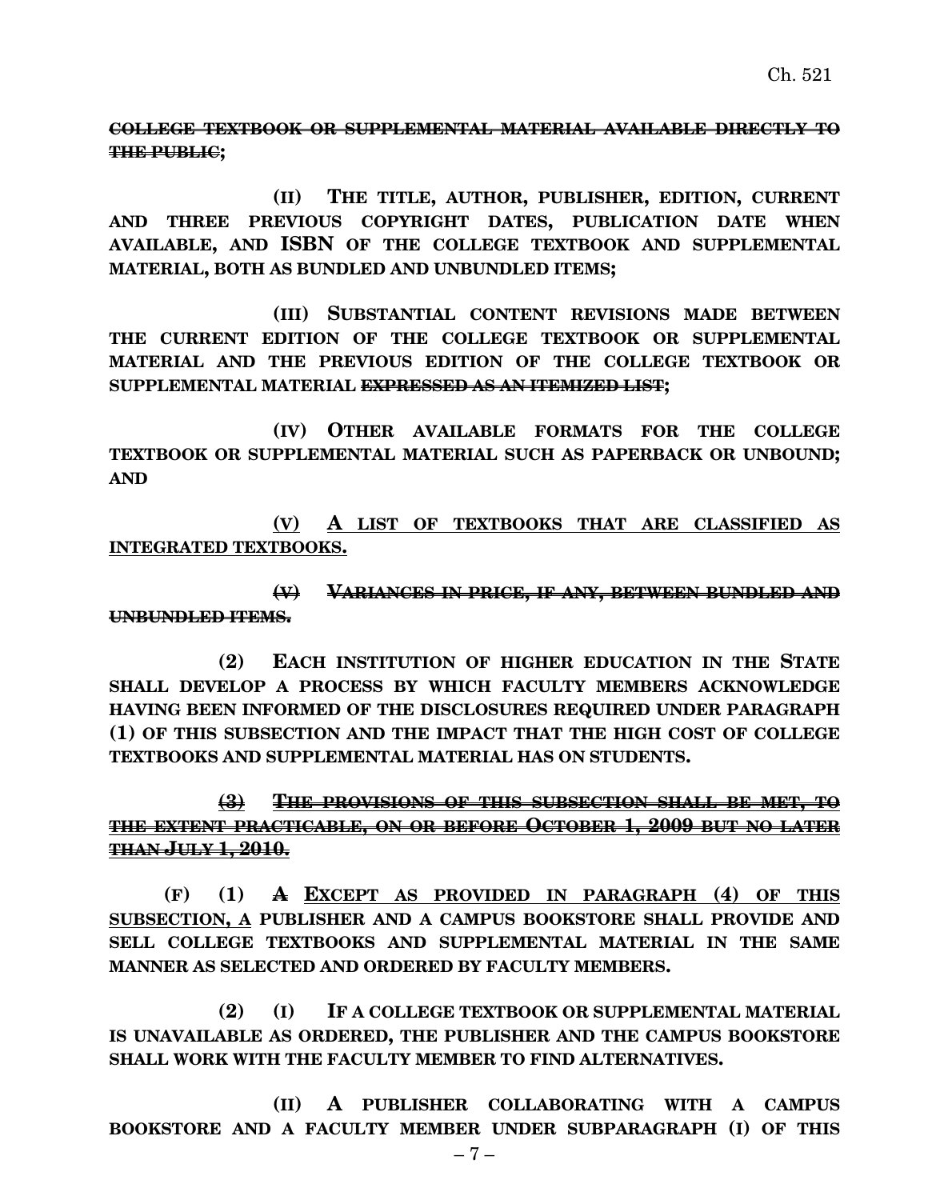~~**COLLEGE TEXTBOOK OR SUPPLEMENTAL MATERIAL AVAILABLE DIRECTLY TO THE PUBLIC**~~**;**

**(II) THE TITLE, AUTHOR, PUBLISHER, EDITION, CURRENT AND THREE PREVIOUS COPYRIGHT DATES, PUBLICATION DATE WHEN AVAILABLE, AND ISBN OF THE COLLEGE TEXTBOOK AND SUPPLEMENTAL MATERIAL, BOTH AS BUNDLED AND UNBUNDLED ITEMS;**

**(III) SUBSTANTIAL CONTENT REVISIONS MADE BETWEEN THE CURRENT EDITION OF THE COLLEGE TEXTBOOK OR SUPPLEMENTAL MATERIAL AND THE PREVIOUS EDITION OF THE COLLEGE TEXTBOOK OR SUPPLEMENTAL MATERIAL** ~~**EXPRESSED AS AN ITEMIZED LIST**~~**;**

**(IV) OTHER AVAILABLE FORMATS FOR THE COLLEGE TEXTBOOK OR SUPPLEMENTAL MATERIAL SUCH AS PAPERBACK OR UNBOUND; AND**

<u>**(V) A LIST OF TEXTBOOKS THAT ARE CLASSIFIED AS INTEGRATED TEXTBOOKS.**</u>

~~**(V) VARIANCES IN PRICE, IF ANY, BETWEEN BUNDLED AND UNBUNDLED ITEMS.**~~

**(2) EACH INSTITUTION OF HIGHER EDUCATION IN THE STATE SHALL DEVELOP A PROCESS BY WHICH FACULTY MEMBERS ACKNOWLEDGE HAVING BEEN INFORMED OF THE DISCLOSURES REQUIRED UNDER PARAGRAPH (1) OF THIS SUBSECTION AND THE IMPACT THAT THE HIGH COST OF COLLEGE TEXTBOOKS AND SUPPLEMENTAL MATERIAL HAS ON STUDENTS.**

<u>~~**(3) THE PROVISIONS OF THIS SUBSECTION SHALL BE MET, TO THE EXTENT PRACTICABLE, ON OR BEFORE OCTOBER 1, 2009 BUT NO LATER THAN JULY 1, 2010.**~~</u>

**(F) (1)** ~~**A**~~ <u>**EXCEPT AS PROVIDED IN PARAGRAPH (4) OF THIS SUBSECTION, A**</u> **PUBLISHER AND A CAMPUS BOOKSTORE SHALL PROVIDE AND SELL COLLEGE TEXTBOOKS AND SUPPLEMENTAL MATERIAL IN THE SAME MANNER AS SELECTED AND ORDERED BY FACULTY MEMBERS.**

**(2) (I) IF A COLLEGE TEXTBOOK OR SUPPLEMENTAL MATERIAL IS UNAVAILABLE AS ORDERED, THE PUBLISHER AND THE CAMPUS BOOKSTORE SHALL WORK WITH THE FACULTY MEMBER TO FIND ALTERNATIVES.**

**(II) A PUBLISHER COLLABORATING WITH A CAMPUS BOOKSTORE AND A FACULTY MEMBER UNDER SUBPARAGRAPH (I) OF THIS**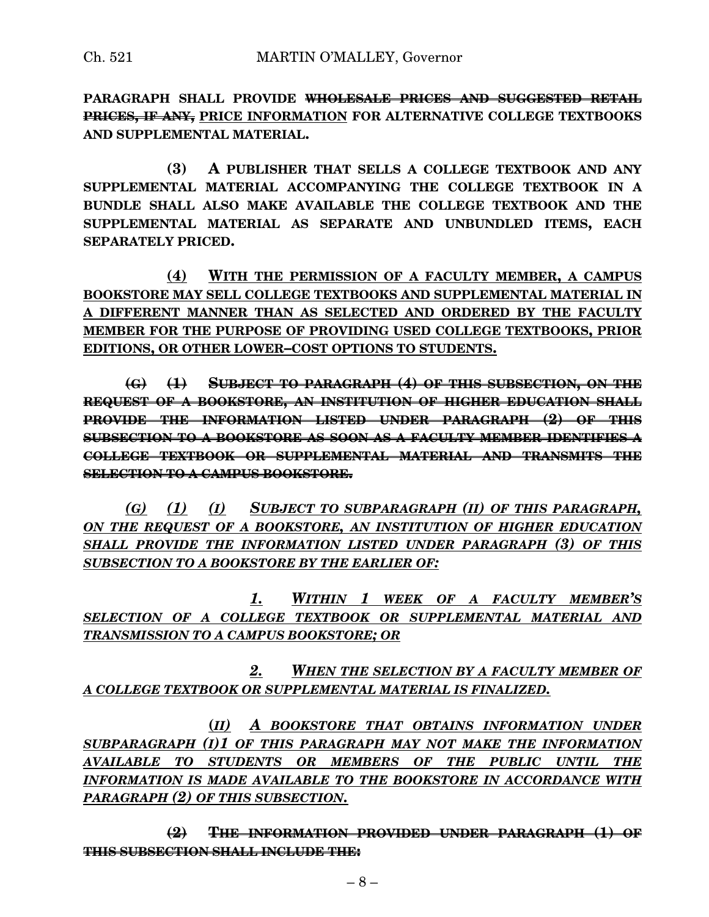**PARAGRAPH SHALL PROVIDE ~~WHOLESALE PRICES AND SUGGESTED RETAIL PRICES, IF ANY,~~ <u>PRICE INFORMATION</u> FOR ALTERNATIVE COLLEGE TEXTBOOKS AND SUPPLEMENTAL MATERIAL.**

**(3) A PUBLISHER THAT SELLS A COLLEGE TEXTBOOK AND ANY SUPPLEMENTAL MATERIAL ACCOMPANYING THE COLLEGE TEXTBOOK IN A BUNDLE SHALL ALSO MAKE AVAILABLE THE COLLEGE TEXTBOOK AND THE SUPPLEMENTAL MATERIAL AS SEPARATE AND UNBUNDLED ITEMS, EACH SEPARATELY PRICED.**

**<u>(4) WITH THE PERMISSION OF A FACULTY MEMBER, A CAMPUS BOOKSTORE MAY SELL COLLEGE TEXTBOOKS AND SUPPLEMENTAL MATERIAL IN A DIFFERENT MANNER THAN AS SELECTED AND ORDERED BY THE FACULTY MEMBER FOR THE PURPOSE OF PROVIDING USED COLLEGE TEXTBOOKS, PRIOR EDITIONS, OR OTHER LOWER–COST OPTIONS TO STUDENTS.</u>**

**~~(G) (1) SUBJECT TO PARAGRAPH (4) OF THIS SUBSECTION, ON THE REQUEST OF A BOOKSTORE, AN INSTITUTION OF HIGHER EDUCATION SHALL PROVIDE THE INFORMATION LISTED UNDER PARAGRAPH (2) OF THIS SUBSECTION TO A BOOKSTORE AS SOON AS A FACULTY MEMBER IDENTIFIES A COLLEGE TEXTBOOK OR SUPPLEMENTAL MATERIAL AND TRANSMITS THE SELECTION TO A CAMPUS BOOKSTORE.~~**

***<u>(G) (1) (I) SUBJECT TO SUBPARAGRAPH (II) OF THIS PARAGRAPH, ON THE REQUEST OF A BOOKSTORE, AN INSTITUTION OF HIGHER EDUCATION SHALL PROVIDE THE INFORMATION LISTED UNDER PARAGRAPH (3) OF THIS SUBSECTION TO A BOOKSTORE BY THE EARLIER OF:</u>***

***<u>1. WITHIN 1 WEEK OF A FACULTY MEMBER'S SELECTION OF A COLLEGE TEXTBOOK OR SUPPLEMENTAL MATERIAL AND TRANSMISSION TO A CAMPUS BOOKSTORE; OR</u>***

***<u>2. WHEN THE SELECTION BY A FACULTY MEMBER OF A COLLEGE TEXTBOOK OR SUPPLEMENTAL MATERIAL IS FINALIZED.</u>***

***<u>(II) A BOOKSTORE THAT OBTAINS INFORMATION UNDER SUBPARAGRAPH (I)1 OF THIS PARAGRAPH MAY NOT MAKE THE INFORMATION AVAILABLE TO STUDENTS OR MEMBERS OF THE PUBLIC UNTIL THE INFORMATION IS MADE AVAILABLE TO THE BOOKSTORE IN ACCORDANCE WITH PARAGRAPH (2) OF THIS SUBSECTION.</u>***

**~~(2) THE INFORMATION PROVIDED UNDER PARAGRAPH (1) OF THIS SUBSECTION SHALL INCLUDE THE:~~**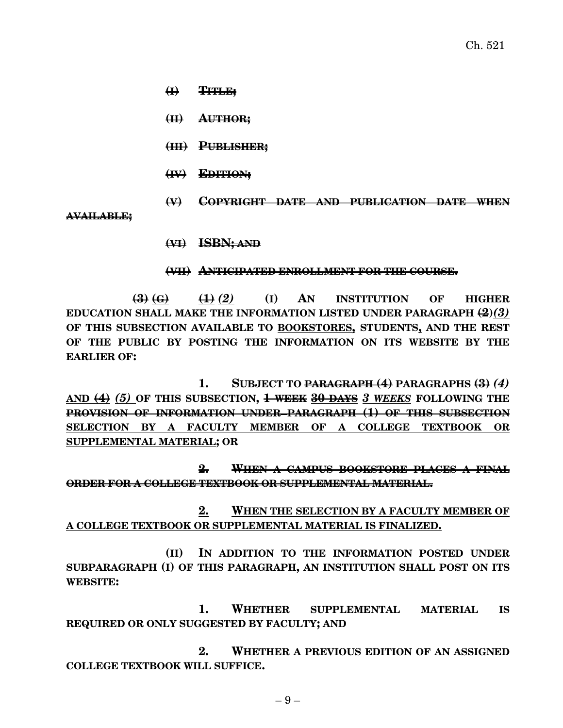~~(I) TITLE;~~

~~(II) AUTHOR;~~

~~(III) PUBLISHER;~~

~~(IV) EDITION;~~

~~(V) COPYRIGHT DATE AND PUBLICATION DATE WHEN AVAILABLE;~~

~~(VI) ISBN; AND~~

~~(VII) ANTICIPATED ENROLLMENT FOR THE COURSE.~~

~~(3)~~ ~~(G)~~ ~~(1)~~ *(2)* **(I) AN INSTITUTION OF HIGHER EDUCATION SHALL MAKE THE INFORMATION LISTED UNDER PARAGRAPH ~~(2)~~*(3)* OF THIS SUBSECTION AVAILABLE TO <u>BOOKSTORES,</u> STUDENTS, AND THE REST OF THE PUBLIC BY POSTING THE INFORMATION ON ITS WEBSITE BY THE EARLIER OF:**

**1. SUBJECT TO ~~PARAGRAPH (4)~~ <u>PARAGRAPHS</u> ~~(3)~~ *(4)* <u>AND</u> ~~(4)~~ *(5)* OF THIS SUBSECTION, ~~1 WEEK~~ ~~<u>30 DAYS</u>~~ *<u>3 WEEKS</u>* FOLLOWING THE ~~PROVISION OF INFORMATION UNDER PARAGRAPH (1) OF THIS SUBSECTION~~ <u>SELECTION BY A FACULTY MEMBER OF A COLLEGE TEXTBOOK OR SUPPLEMENTAL MATERIAL</u>; OR**

~~2. WHEN A CAMPUS BOOKSTORE PLACES A FINAL ORDER FOR A COLLEGE TEXTBOOK OR SUPPLEMENTAL MATERIAL.~~

**<u>2. WHEN THE SELECTION BY A FACULTY MEMBER OF A COLLEGE TEXTBOOK OR SUPPLEMENTAL MATERIAL IS FINALIZED.</u>**

**(II) IN ADDITION TO THE INFORMATION POSTED UNDER SUBPARAGRAPH (I) OF THIS PARAGRAPH, AN INSTITUTION SHALL POST ON ITS WEBSITE:**

**1. WHETHER SUPPLEMENTAL MATERIAL IS REQUIRED OR ONLY SUGGESTED BY FACULTY; AND**

**2. WHETHER A PREVIOUS EDITION OF AN ASSIGNED COLLEGE TEXTBOOK WILL SUFFICE.**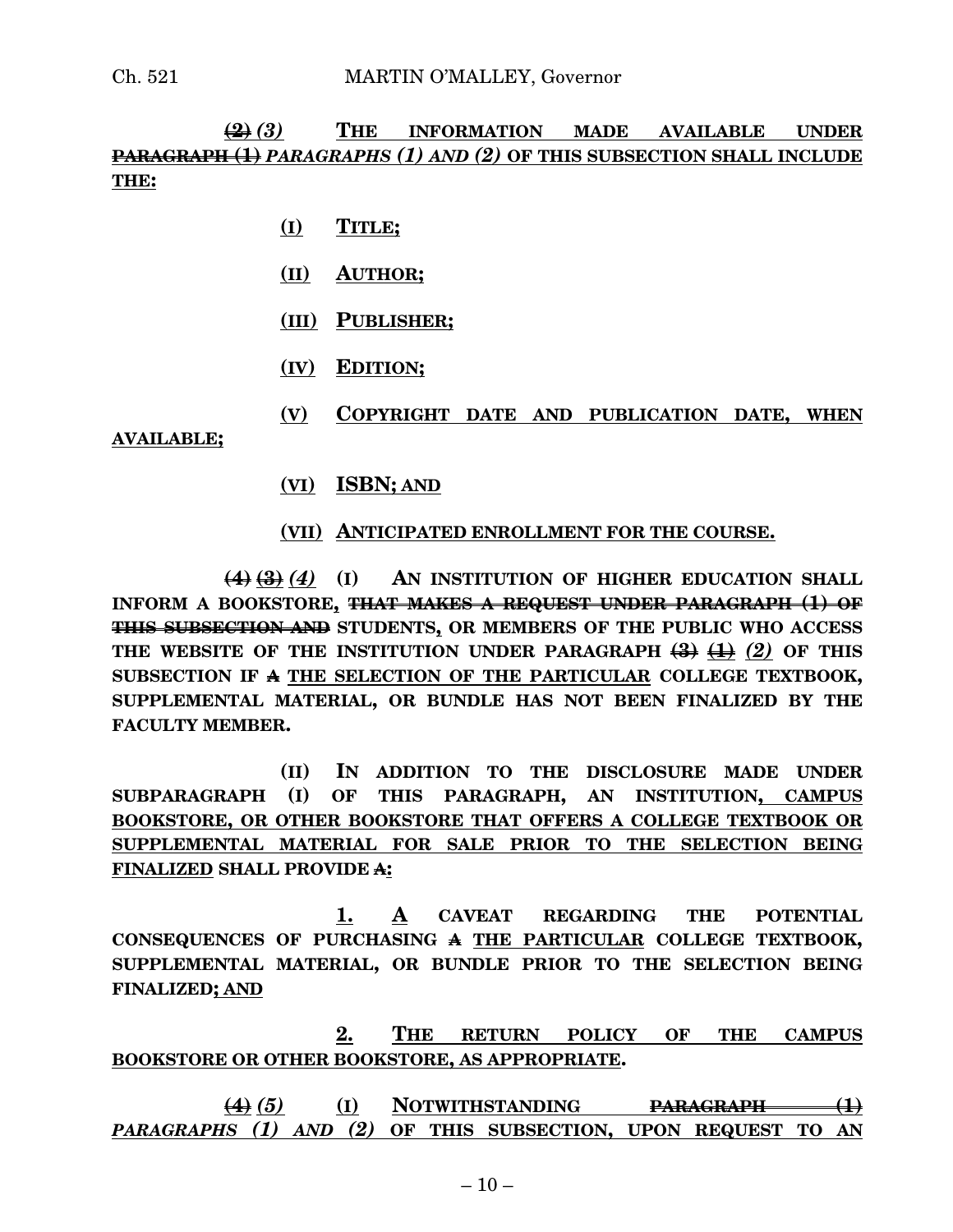~~(2)~~ *(3)* **THE INFORMATION MADE AVAILABLE UNDER ~~PARAGRAPH (1)~~ *PARAGRAPHS (1) AND (2)* OF THIS SUBSECTION SHALL INCLUDE THE:**

**(I) TITLE;**

**(II) AUTHOR;**

**(III) PUBLISHER;**

**(IV) EDITION;**

**(V) COPYRIGHT DATE AND PUBLICATION DATE, WHEN AVAILABLE;**

**(VI) ISBN; AND**

**(VII) ANTICIPATED ENROLLMENT FOR THE COURSE.**

~~(4)~~ ~~(3)~~ *(4)* **(I) AN INSTITUTION OF HIGHER EDUCATION SHALL INFORM A BOOKSTORE, ~~THAT MAKES A REQUEST UNDER PARAGRAPH (1) OF THIS SUBSECTION AND~~ STUDENTS, OR MEMBERS OF THE PUBLIC WHO ACCESS THE WEBSITE OF THE INSTITUTION UNDER PARAGRAPH ~~(3)~~ ~~(1)~~ *(2)* OF THIS SUBSECTION IF ~~A~~ THE SELECTION OF THE PARTICULAR COLLEGE TEXTBOOK, SUPPLEMENTAL MATERIAL, OR BUNDLE HAS NOT BEEN FINALIZED BY THE FACULTY MEMBER.**

**(II) IN ADDITION TO THE DISCLOSURE MADE UNDER SUBPARAGRAPH (I) OF THIS PARAGRAPH, AN INSTITUTION, CAMPUS BOOKSTORE, OR OTHER BOOKSTORE THAT OFFERS A COLLEGE TEXTBOOK OR SUPPLEMENTAL MATERIAL FOR SALE PRIOR TO THE SELECTION BEING FINALIZED SHALL PROVIDE ~~A~~:**

**1. A CAVEAT REGARDING THE POTENTIAL CONSEQUENCES OF PURCHASING ~~A~~ THE PARTICULAR COLLEGE TEXTBOOK, SUPPLEMENTAL MATERIAL, OR BUNDLE PRIOR TO THE SELECTION BEING FINALIZED; AND**

**2. THE RETURN POLICY OF THE CAMPUS BOOKSTORE OR OTHER BOOKSTORE, AS APPROPRIATE.**

~~(4)~~ *(5)* **(I) NOTWITHSTANDING ~~PARAGRAPH (1)~~ *PARAGRAPHS (1) AND (2)* OF THIS SUBSECTION, UPON REQUEST TO AN**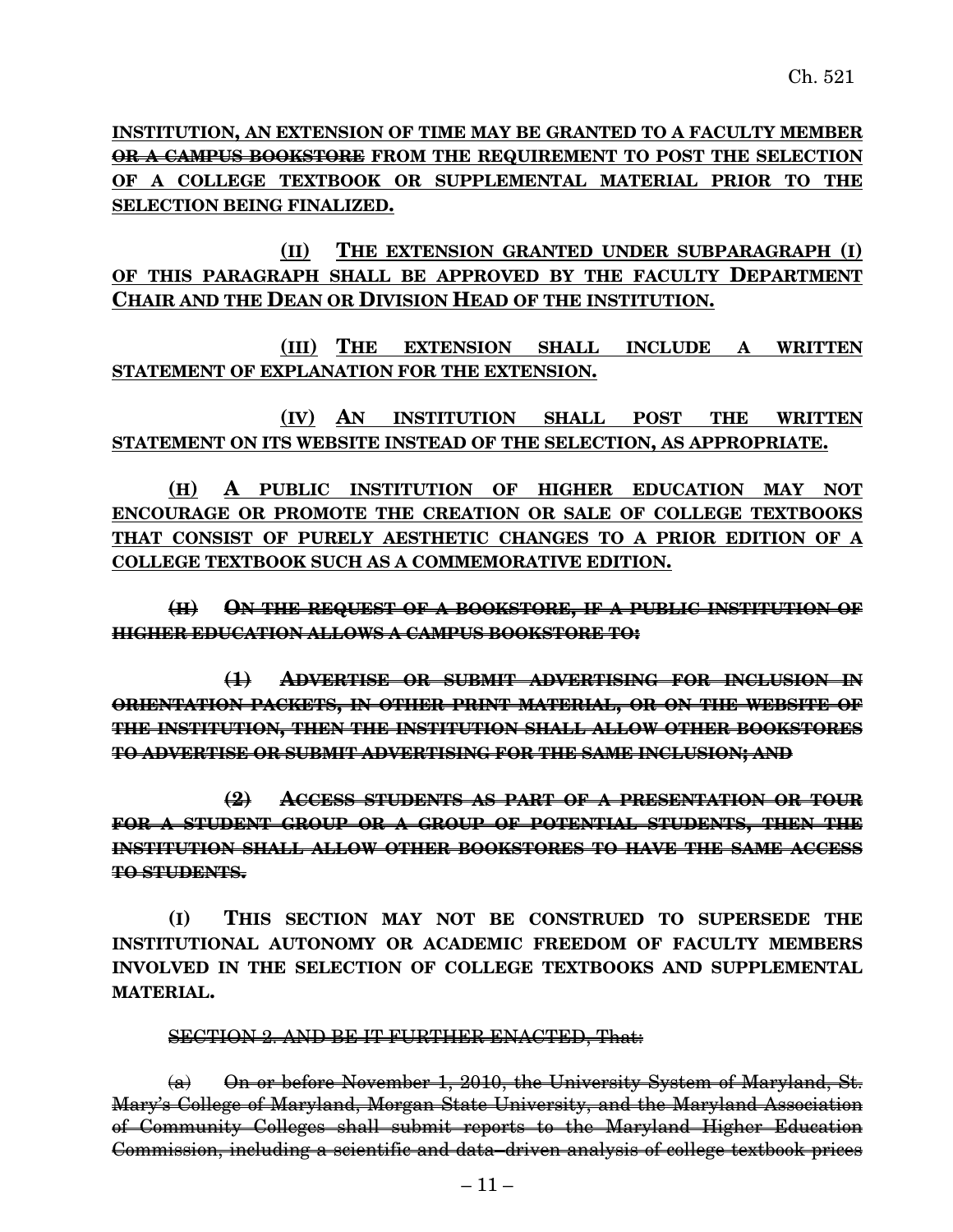**INSTITUTION, AN EXTENSION OF TIME MAY BE GRANTED TO A FACULTY MEMBER ~~OR A CAMPUS BOOKSTORE~~ FROM THE REQUIREMENT TO POST THE SELECTION OF A COLLEGE TEXTBOOK OR SUPPLEMENTAL MATERIAL PRIOR TO THE SELECTION BEING FINALIZED.**

**(II) THE EXTENSION GRANTED UNDER SUBPARAGRAPH (I) OF THIS PARAGRAPH SHALL BE APPROVED BY THE FACULTY DEPARTMENT CHAIR AND THE DEAN OR DIVISION HEAD OF THE INSTITUTION.**

**(III) THE EXTENSION SHALL INCLUDE A WRITTEN STATEMENT OF EXPLANATION FOR THE EXTENSION.**

**(IV) AN INSTITUTION SHALL POST THE WRITTEN STATEMENT ON ITS WEBSITE INSTEAD OF THE SELECTION, AS APPROPRIATE.**

**(H) A PUBLIC INSTITUTION OF HIGHER EDUCATION MAY NOT ENCOURAGE OR PROMOTE THE CREATION OR SALE OF COLLEGE TEXTBOOKS THAT CONSIST OF PURELY AESTHETIC CHANGES TO A PRIOR EDITION OF A COLLEGE TEXTBOOK SUCH AS A COMMEMORATIVE EDITION.**

~~**(H) ON THE REQUEST OF A BOOKSTORE, IF A PUBLIC INSTITUTION OF HIGHER EDUCATION ALLOWS A CAMPUS BOOKSTORE TO:**~~

~~**(1) ADVERTISE OR SUBMIT ADVERTISING FOR INCLUSION IN ORIENTATION PACKETS, IN OTHER PRINT MATERIAL, OR ON THE WEBSITE OF THE INSTITUTION, THEN THE INSTITUTION SHALL ALLOW OTHER BOOKSTORES TO ADVERTISE OR SUBMIT ADVERTISING FOR THE SAME INCLUSION; AND**~~

~~**(2) ACCESS STUDENTS AS PART OF A PRESENTATION OR TOUR FOR A STUDENT GROUP OR A GROUP OF POTENTIAL STUDENTS, THEN THE INSTITUTION SHALL ALLOW OTHER BOOKSTORES TO HAVE THE SAME ACCESS TO STUDENTS.**~~

**(I) THIS SECTION MAY NOT BE CONSTRUED TO SUPERSEDE THE INSTITUTIONAL AUTONOMY OR ACADEMIC FREEDOM OF FACULTY MEMBERS INVOLVED IN THE SELECTION OF COLLEGE TEXTBOOKS AND SUPPLEMENTAL MATERIAL.**

~~SECTION 2. AND BE IT FURTHER ENACTED, That:~~

~~(a) On or before November 1, 2010, the University System of Maryland, St. Mary's College of Maryland, Morgan State University, and the Maryland Association of Community Colleges shall submit reports to the Maryland Higher Education Commission, including a scientific and data–driven analysis of college textbook prices~~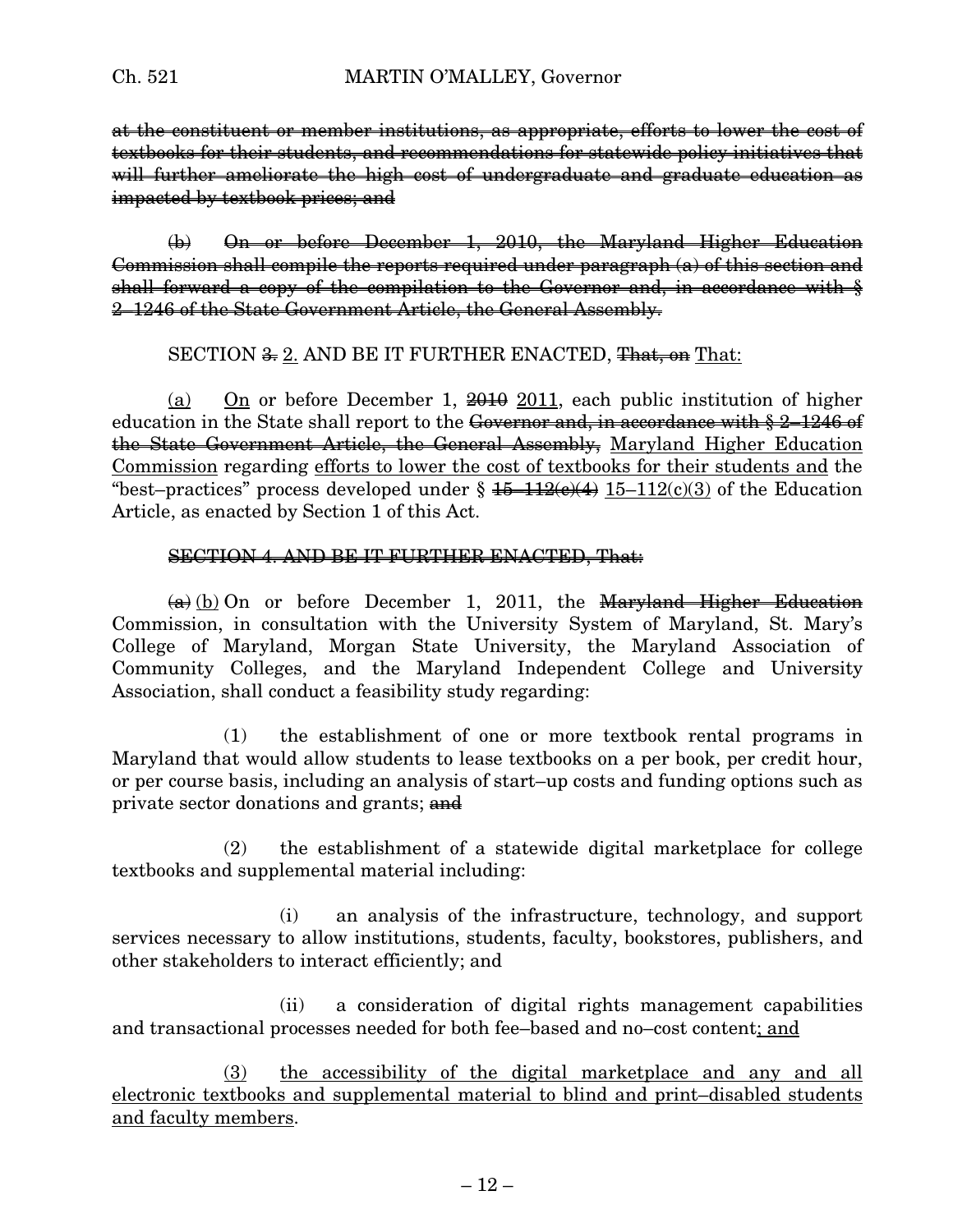at the constituent or member institutions, as appropriate, efforts to lower the cost of textbooks for their students, and recommendations for statewide policy initiatives that will further ameliorate the high cost of undergraduate and graduate education as impacted by textbook prices; and

(b) On or before December 1, 2010, the Maryland Higher Education Commission shall compile the reports required under paragraph (a) of this section and shall forward a copy of the compilation to the Governor and, in accordance with § 2–1246 of the State Government Article, the General Assembly.

SECTION 3. 2. AND BE IT FURTHER ENACTED, That, on That:

(a) On or before December 1, 2010 2011, each public institution of higher education in the State shall report to the Governor and, in accordance with § 2–1246 of the State Government Article, the General Assembly, Maryland Higher Education Commission regarding efforts to lower the cost of textbooks for their students and the "best–practices" process developed under § 15–112(c)(4) 15–112(c)(3) of the Education Article, as enacted by Section 1 of this Act.

SECTION 4. AND BE IT FURTHER ENACTED, That:

(a) (b) On or before December 1, 2011, the Maryland Higher Education Commission, in consultation with the University System of Maryland, St. Mary's College of Maryland, Morgan State University, the Maryland Association of Community Colleges, and the Maryland Independent College and University Association, shall conduct a feasibility study regarding:

(1) the establishment of one or more textbook rental programs in Maryland that would allow students to lease textbooks on a per book, per credit hour, or per course basis, including an analysis of start–up costs and funding options such as private sector donations and grants; and

(2) the establishment of a statewide digital marketplace for college textbooks and supplemental material including:

(i) an analysis of the infrastructure, technology, and support services necessary to allow institutions, students, faculty, bookstores, publishers, and other stakeholders to interact efficiently; and

(ii) a consideration of digital rights management capabilities and transactional processes needed for both fee–based and no–cost content; and

(3) the accessibility of the digital marketplace and any and all electronic textbooks and supplemental material to blind and print–disabled students and faculty members.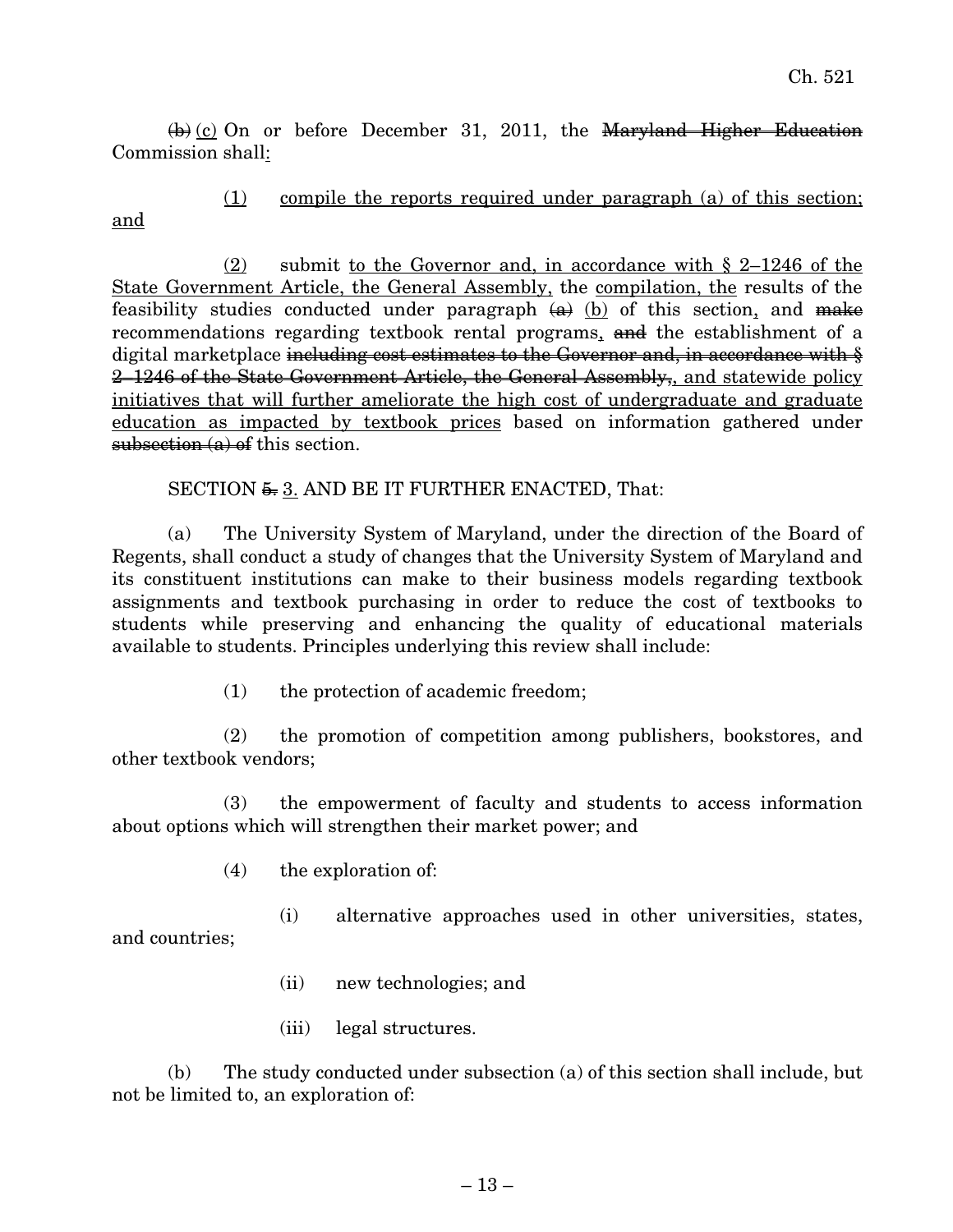~~(b)~~ <u>(c)</u> On or before December 31, 2011, the ~~Maryland Higher Education~~ Commission shall<u>:</u>

<u>(1)</u> <u>compile the reports required under paragraph (a) of this section; and</u>

<u>(2)</u> submit <u>to the Governor and, in accordance with § 2–1246 of the State Government Article, the General Assembly,</u> the <u>compilation, the</u> results of the feasibility studies conducted under paragraph ~~(a)~~ <u>(b)</u> of this section<u>,</u> and ~~make~~ recommendations regarding textbook rental programs<u>,</u> ~~and~~ the establishment of a digital marketplace ~~including cost estimates to the Governor and, in accordance with § 2–1246 of the State Government Article, the General Assembly,~~<u>, and statewide policy initiatives that will further ameliorate the high cost of undergraduate and graduate education as impacted by textbook prices</u> based on information gathered under ~~subsection (a) of~~ this section.

SECTION ~~5.~~ <u>3.</u> AND BE IT FURTHER ENACTED, That:

(a) The University System of Maryland, under the direction of the Board of Regents, shall conduct a study of changes that the University System of Maryland and its constituent institutions can make to their business models regarding textbook assignments and textbook purchasing in order to reduce the cost of textbooks to students while preserving and enhancing the quality of educational materials available to students. Principles underlying this review shall include:

(1) the protection of academic freedom;

(2) the promotion of competition among publishers, bookstores, and other textbook vendors;

(3) the empowerment of faculty and students to access information about options which will strengthen their market power; and

(4) the exploration of:

(i) alternative approaches used in other universities, states, and countries;

(ii) new technologies; and

(iii) legal structures.

(b) The study conducted under subsection (a) of this section shall include, but not be limited to, an exploration of: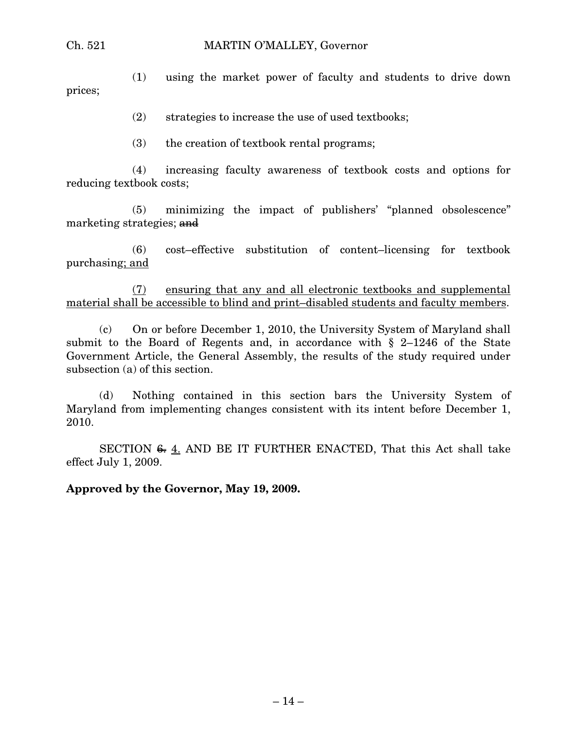(1) using the market power of faculty and students to drive down prices;

(2) strategies to increase the use of used textbooks;

(3) the creation of textbook rental programs;

(4) increasing faculty awareness of textbook costs and options for reducing textbook costs;

(5) minimizing the impact of publishers' "planned obsolescence" marketing strategies; ~~and~~

(6) cost–effective substitution of content–licensing for textbook purchasing<u>; and</u>

<u>(7) ensuring that any and all electronic textbooks and supplemental material shall be accessible to blind and print–disabled students and faculty members</u>.

(c) On or before December 1, 2010, the University System of Maryland shall submit to the Board of Regents and, in accordance with § 2–1246 of the State Government Article, the General Assembly, the results of the study required under subsection (a) of this section.

(d) Nothing contained in this section bars the University System of Maryland from implementing changes consistent with its intent before December 1, 2010.

SECTION ~~6.~~ <u>4.</u> AND BE IT FURTHER ENACTED, That this Act shall take effect July 1, 2009.

**Approved by the Governor, May 19, 2009.**